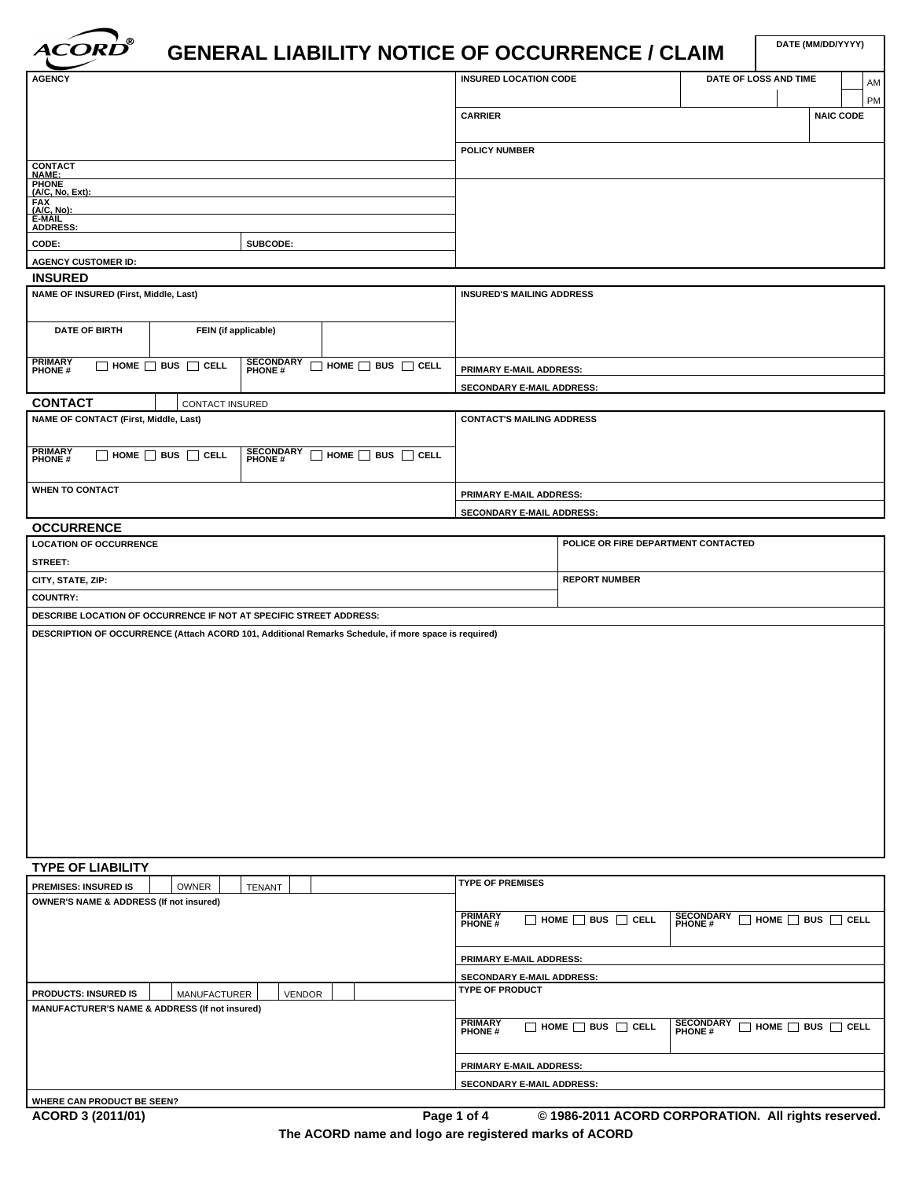# GENERAL LIABILITY NOTICE OF OCCURRENCE / CLAIM

| | |
|---|---|
| DATE (MM/DD/YYYY) | |

| AGENCY | INSURED LOCATION CODE | DATE OF LOSS AND TIME | AM / PM |
|---|---|---|---|
| | CARRIER | NAIC CODE | |
| | POLICY NUMBER | | |
| CONTACT NAME: | | | |
| PHONE (A/C, No, Ext): | | | |
| FAX (A/C, No): | | | |
| E-MAIL ADDRESS: | | | |
| CODE: / SUBCODE: | | | |
| AGENCY CUSTOMER ID: | | | |

## INSURED

| NAME OF INSURED (First, Middle, Last) | | | INSURED'S MAILING ADDRESS |
|---|---|---|---|
| DATE OF BIRTH | FEIN (if applicable) | | |
| PRIMARY PHONE # ☐ HOME ☐ BUS ☐ CELL | SECONDARY PHONE # ☐ HOME ☐ BUS ☐ CELL | | PRIMARY E-MAIL ADDRESS: |
| | | | SECONDARY E-MAIL ADDRESS: |

## CONTACT

☐ CONTACT INSURED

| NAME OF CONTACT (First, Middle, Last) | | CONTACT'S MAILING ADDRESS |
|---|---|---|
| PRIMARY PHONE # ☐ HOME ☐ BUS ☐ CELL | SECONDARY PHONE # ☐ HOME ☐ BUS ☐ CELL | |
| WHEN TO CONTACT | | PRIMARY E-MAIL ADDRESS: |
| | | SECONDARY E-MAIL ADDRESS: |

## OCCURRENCE

| LOCATION OF OCCURRENCE | POLICE OR FIRE DEPARTMENT CONTACTED |
|---|---|
| STREET: | |
| CITY, STATE, ZIP: | REPORT NUMBER |
| COUNTRY: | |

DESCRIBE LOCATION OF OCCURRENCE IF NOT AT SPECIFIC STREET ADDRESS:

DESCRIPTION OF OCCURRENCE (Attach ACORD 101, Additional Remarks Schedule, if more space is required)

## TYPE OF LIABILITY

| PREMISES: INSURED IS ☐ OWNER ☐ TENANT ☐ | TYPE OF PREMISES | |
|---|---|---|
| OWNER'S NAME & ADDRESS (If not insured) | PRIMARY PHONE # ☐ HOME ☐ BUS ☐ CELL | SECONDARY PHONE # ☐ HOME ☐ BUS ☐ CELL |
| | PRIMARY E-MAIL ADDRESS: | |
| | SECONDARY E-MAIL ADDRESS: | |
| PRODUCTS: INSURED IS ☐ MANUFACTURER ☐ VENDOR ☐ | TYPE OF PRODUCT | |
| MANUFACTURER'S NAME & ADDRESS (If not insured) | PRIMARY PHONE # ☐ HOME ☐ BUS ☐ CELL | SECONDARY PHONE # ☐ HOME ☐ BUS ☐ CELL |
| | PRIMARY E-MAIL ADDRESS: | |
| | SECONDARY E-MAIL ADDRESS: | |

WHERE CAN PRODUCT BE SEEN?

ACORD 3 (2011/01)

© 1986-2011 ACORD CORPORATION. All rights reserved.

The ACORD name and logo are registered marks of ACORD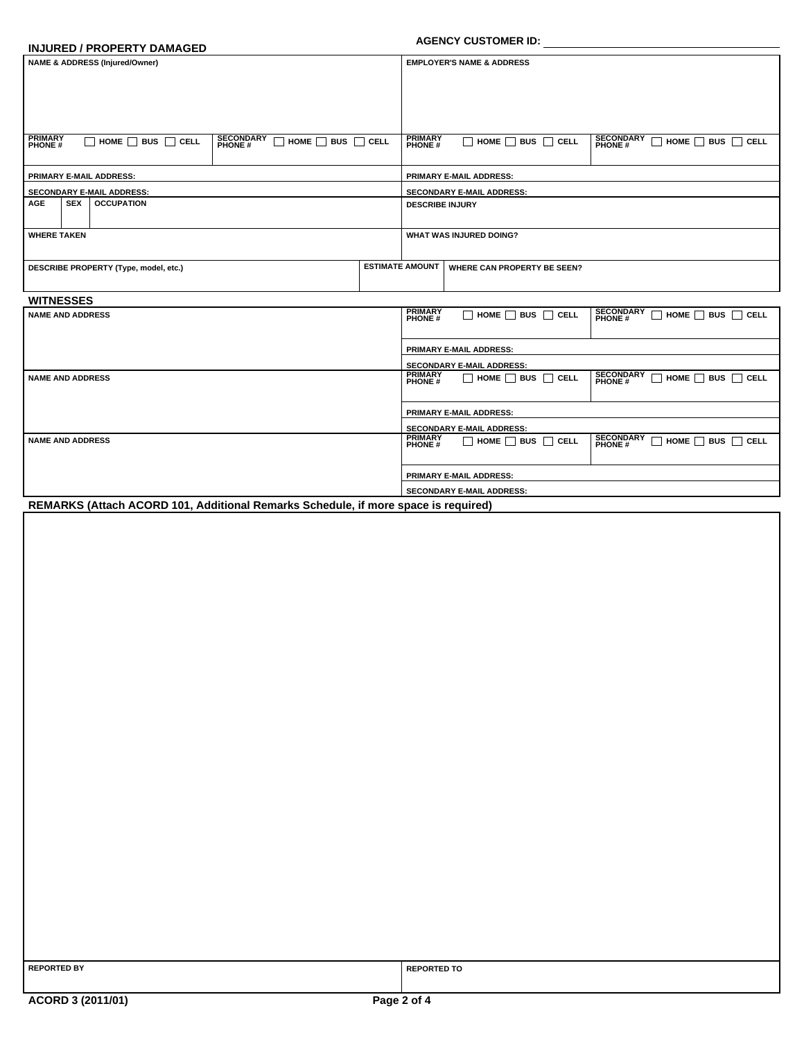**AGENCY CUSTOMER ID:** ____________________

## INJURED / PROPERTY DAMAGED

| NAME & ADDRESS (Injured/Owner) | | | EMPLOYER'S NAME & ADDRESS | |
|---|---|---|---|---|
| | | | | |
| PRIMARY PHONE # ☐ HOME ☐ BUS ☐ CELL | SECONDARY PHONE # ☐ HOME ☐ BUS ☐ CELL | | PRIMARY PHONE # ☐ HOME ☐ BUS ☐ CELL | SECONDARY PHONE # ☐ HOME ☐ BUS ☐ CELL |
| PRIMARY E-MAIL ADDRESS: | | | PRIMARY E-MAIL ADDRESS: | |
| SECONDARY E-MAIL ADDRESS: | | | SECONDARY E-MAIL ADDRESS: | |

| AGE | SEX | OCCUPATION | DESCRIBE INJURY |
|---|---|---|---|
| | | | |

| WHERE TAKEN | WHAT WAS INJURED DOING? |
|---|---|
| | |

| DESCRIBE PROPERTY (Type, model, etc.) | ESTIMATE AMOUNT | WHERE CAN PROPERTY BE SEEN? |
|---|---|---|
| | | |

## WITNESSES

| NAME AND ADDRESS | PRIMARY PHONE # ☐ HOME ☐ BUS ☐ CELL | SECONDARY PHONE # ☐ HOME ☐ BUS ☐ CELL |
|---|---|---|
| | PRIMARY E-MAIL ADDRESS: | |
| | SECONDARY E-MAIL ADDRESS: | |
| NAME AND ADDRESS | PRIMARY PHONE # ☐ HOME ☐ BUS ☐ CELL | SECONDARY PHONE # ☐ HOME ☐ BUS ☐ CELL |
| | PRIMARY E-MAIL ADDRESS: | |
| | SECONDARY E-MAIL ADDRESS: | |
| NAME AND ADDRESS | PRIMARY PHONE # ☐ HOME ☐ BUS ☐ CELL | SECONDARY PHONE # ☐ HOME ☐ BUS ☐ CELL |
| | PRIMARY E-MAIL ADDRESS: | |
| | SECONDARY E-MAIL ADDRESS: | |

## REMARKS (Attach ACORD 101, Additional Remarks Schedule, if more space is required)

| REPORTED BY | REPORTED TO |
|---|---|
| | |

ACORD 3 (2011/01)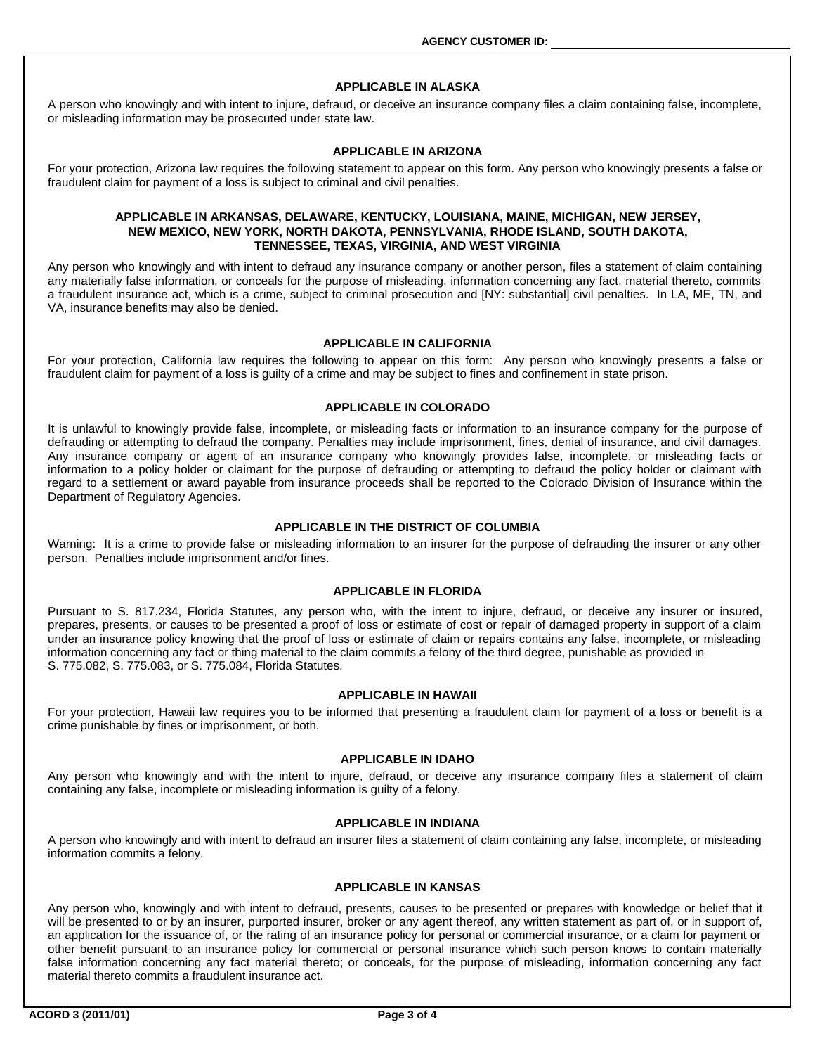AGENCY CUSTOMER ID:

### APPLICABLE IN ALASKA

A person who knowingly and with intent to injure, defraud, or deceive an insurance company files a claim containing false, incomplete, or misleading information may be prosecuted under state law.

### APPLICABLE IN ARIZONA

For your protection, Arizona law requires the following statement to appear on this form. Any person who knowingly presents a false or fraudulent claim for payment of a loss is subject to criminal and civil penalties.

### APPLICABLE IN ARKANSAS, DELAWARE, KENTUCKY, LOUISIANA, MAINE, MICHIGAN, NEW JERSEY, NEW MEXICO, NEW YORK, NORTH DAKOTA, PENNSYLVANIA, RHODE ISLAND, SOUTH DAKOTA, TENNESSEE, TEXAS, VIRGINIA, AND WEST VIRGINIA

Any person who knowingly and with intent to defraud any insurance company or another person, files a statement of claim containing any materially false information, or conceals for the purpose of misleading, information concerning any fact, material thereto, commits a fraudulent insurance act, which is a crime, subject to criminal prosecution and [NY: substantial] civil penalties. In LA, ME, TN, and VA, insurance benefits may also be denied.

### APPLICABLE IN CALIFORNIA

For your protection, California law requires the following to appear on this form: Any person who knowingly presents a false or fraudulent claim for payment of a loss is guilty of a crime and may be subject to fines and confinement in state prison.

### APPLICABLE IN COLORADO

It is unlawful to knowingly provide false, incomplete, or misleading facts or information to an insurance company for the purpose of defrauding or attempting to defraud the company. Penalties may include imprisonment, fines, denial of insurance, and civil damages. Any insurance company or agent of an insurance company who knowingly provides false, incomplete, or misleading facts or information to a policy holder or claimant for the purpose of defrauding or attempting to defraud the policy holder or claimant with regard to a settlement or award payable from insurance proceeds shall be reported to the Colorado Division of Insurance within the Department of Regulatory Agencies.

### APPLICABLE IN THE DISTRICT OF COLUMBIA

Warning: It is a crime to provide false or misleading information to an insurer for the purpose of defrauding the insurer or any other person. Penalties include imprisonment and/or fines.

### APPLICABLE IN FLORIDA

Pursuant to S. 817.234, Florida Statutes, any person who, with the intent to injure, defraud, or deceive any insurer or insured, prepares, presents, or causes to be presented a proof of loss or estimate of cost or repair of damaged property in support of a claim under an insurance policy knowing that the proof of loss or estimate of claim or repairs contains any false, incomplete, or misleading information concerning any fact or thing material to the claim commits a felony of the third degree, punishable as provided in S. 775.082, S. 775.083, or S. 775.084, Florida Statutes.

### APPLICABLE IN HAWAII

For your protection, Hawaii law requires you to be informed that presenting a fraudulent claim for payment of a loss or benefit is a crime punishable by fines or imprisonment, or both.

### APPLICABLE IN IDAHO

Any person who knowingly and with the intent to injure, defraud, or deceive any insurance company files a statement of claim containing any false, incomplete or misleading information is guilty of a felony.

### APPLICABLE IN INDIANA

A person who knowingly and with intent to defraud an insurer files a statement of claim containing any false, incomplete, or misleading information commits a felony.

### APPLICABLE IN KANSAS

Any person who, knowingly and with intent to defraud, presents, causes to be presented or prepares with knowledge or belief that it will be presented to or by an insurer, purported insurer, broker or any agent thereof, any written statement as part of, or in support of, an application for the issuance of, or the rating of an insurance policy for personal or commercial insurance, or a claim for payment or other benefit pursuant to an insurance policy for commercial or personal insurance which such person knows to contain materially false information concerning any fact material thereto; or conceals, for the purpose of misleading, information concerning any fact material thereto commits a fraudulent insurance act.

ACORD 3 (2011/01)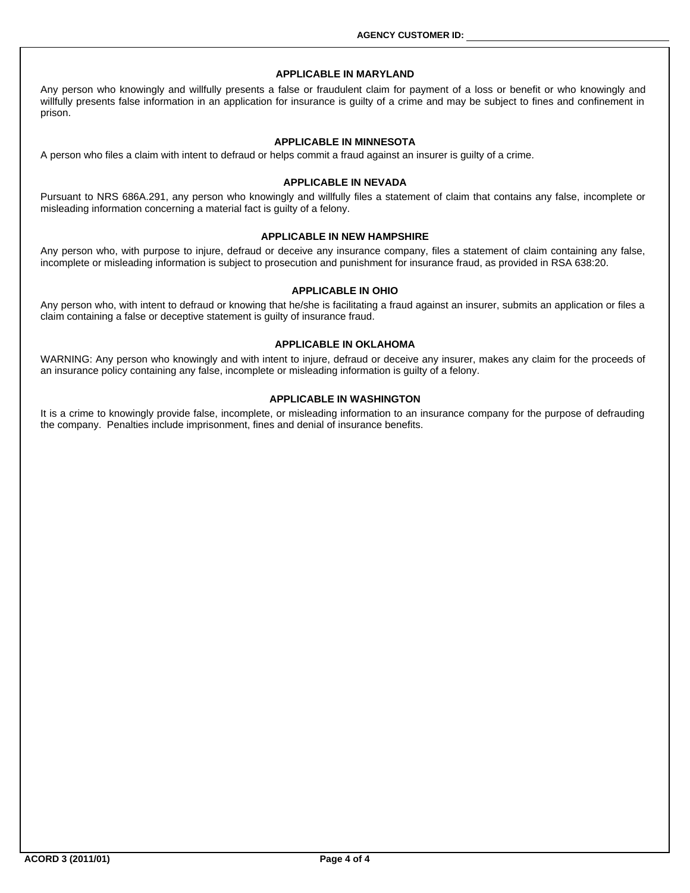AGENCY CUSTOMER ID:

### APPLICABLE IN MARYLAND

Any person who knowingly and willfully presents a false or fraudulent claim for payment of a loss or benefit or who knowingly and willfully presents false information in an application for insurance is guilty of a crime and may be subject to fines and confinement in prison.

### APPLICABLE IN MINNESOTA

A person who files a claim with intent to defraud or helps commit a fraud against an insurer is guilty of a crime.

### APPLICABLE IN NEVADA

Pursuant to NRS 686A.291, any person who knowingly and willfully files a statement of claim that contains any false, incomplete or misleading information concerning a material fact is guilty of a felony.

### APPLICABLE IN NEW HAMPSHIRE

Any person who, with purpose to injure, defraud or deceive any insurance company, files a statement of claim containing any false, incomplete or misleading information is subject to prosecution and punishment for insurance fraud, as provided in RSA 638:20.

### APPLICABLE IN OHIO

Any person who, with intent to defraud or knowing that he/she is facilitating a fraud against an insurer, submits an application or files a claim containing a false or deceptive statement is guilty of insurance fraud.

### APPLICABLE IN OKLAHOMA

WARNING: Any person who knowingly and with intent to injure, defraud or deceive any insurer, makes any claim for the proceeds of an insurance policy containing any false, incomplete or misleading information is guilty of a felony.

### APPLICABLE IN WASHINGTON

It is a crime to knowingly provide false, incomplete, or misleading information to an insurance company for the purpose of defrauding the company. Penalties include imprisonment, fines and denial of insurance benefits.

ACORD 3 (2011/01)